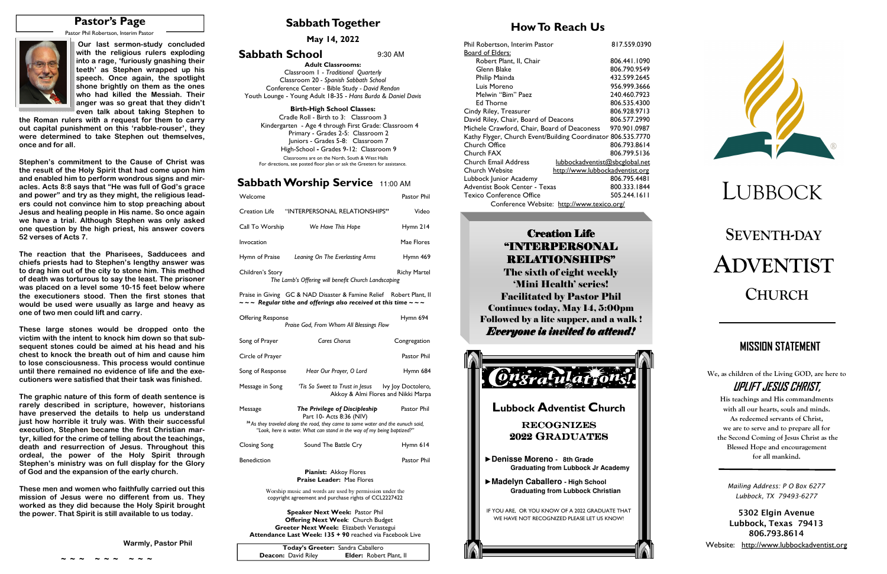# Pastor's Page

Pastor Phil Robertson, Interim Pastor

**Our last sermon-study concluded with the religious rulers exploding into a rage, 'furiously gnashing their teeth' as Stephen wrapped up his speech. Once again, the spotlight shone brightly on them as the ones who had killed the Messiah. Their anger was so great that they didn't even talk about taking Stephen to the Roman rulers with a request for them to carry out capital punishment on this 'rabble-rouser', they were determined to take Stephen out themselves, once and for all.**

**Stephen's commitment to the Cause of Christ was the result of the Holy Spirit that had come upon him and enabled him to perform wondrous signs and miracles. Acts 8:8 says that "He was full of God's grace and power" and try as they might, the religious leaders could not convince him to stop preaching about Jesus and healing people in His name. So once again we have a trial. Although Stephen was only asked one question by the high priest, his answer covers 52 verses of Acts 7.**

**The reaction that the Pharisees, Sadducees and chiefs priests had to Stephen's lengthy answer was to drag him out of the city to stone him. This method of death was torturous to say the least. The prisoner was placed on a level some 10-15 feet below where the executioners stood. Then the first stones that would be used were usually as large and heavy as one of two men could lift and carry.**

**These large stones would be dropped onto the victim with the intent to knock him down so that subsequent stones could be aimed at his head and his chest to knock the breath out of him and cause him to lose consciousness. This process would continue until there remained no evidence of life and the executioners were satisfied that their task was finished.**

**The graphic nature of this form of death sentence is rarely described in scripture, however, historians have preserved the details to help us understand just how horrible it truly was. With their successful execution, Stephen became the first Christian martyr, killed for the crime of telling about the teachings, death and resurrection of Jesus. Throughout this ordeal, the power of the Holy Spirit through Stephen's ministry was on full display for the Glory of God and the expansion of the early church.**

**These men and women who faithfully carried out this mission of Jesus were no different from us. They worked as they did because the Holy Spirit brought the power. That Spirit is still available to us today.**

**Warmly, Pastor Phil**

~ ~ ~ ~ ~ ~ ~ ~ ~

# Sabbath Together

**May 14, 2022**

## Sabbath School — 9:30 AM

**Adult Classrooms:**

Classroom 1 - *Traditional Quarterly*
Classroom 20 - *Spanish Sabbath School*
Conference Center - Bible Study - *David Rendon*
Youth Lounge - Young Adult 18-35 - *Hans Burda & Daniel Davis*

**Birth-High School Classes:**

Cradle Roll - Birth to 3: Classroom 3
Kindergarten - Age 4 through First Grade: Classroom 4
Primary - Grades 2-5: Classroom 2
Juniors - Grades 5-8: Classroom 7
High-School - Grades 9-12: Classroom 9

Classrooms are on the North, South & West Halls
For directions, see posted floor plan or ask the Greeters for assistance.

## Sabbath Worship Service — 11:00 AM

| | | |
|---|---|---|
| Welcome | | Pastor Phil |
| Creation Life | "INTERPERSONAL RELATIONSHIPS" | Video |
| Call To Worship | *We Have This Hope* | Hymn 214 |
| Invocation | | Mae Flores |
| Hymn of Praise | *Leaning On The Everlasting Arms* | Hymn 469 |
| Children's Story | *The Lamb's Offering will benefit Church Landscaping* | Richy Martel |
| Praise in Giving | GC & NAD Disaster & Famine Relief | Robert Plant, II |

~ ~ ~ ***Regular tithe and offerings also received at this time*** ~ ~ ~

| | | |
|---|---|---|
| Offering Response | *Praise God, From Whom All Blessings Flow* | Hymn 694 |
| Song of Prayer | *Cares Chorus* | Congregation |
| Circle of Prayer | | Pastor Phil |
| Song of Response | *Hear Our Prayer, O Lord* | Hymn 684 |
| Message in Song | *'Tis So Sweet to Trust in Jesus* | Ivy Joy Doctolero, Akkoy & Almi Flores and Nikki Marpa |
| Message | ***The Privilege of Discipleship*** Part 10- Acts 8:36 (NIV) | Pastor Phil |

*[36] As they traveled along the road, they came to some water and the eunuch said, "Look, here is water. What can stand in the way of my being baptized?"*

| | | |
|---|---|---|
| Closing Song | Sound The Battle Cry | Hymn 614 |
| Benediction | | Pastor Phil |

**Pianist:** Akkoy Flores
**Praise Leader:** Mae Flores

Worship music and words are used by permission under the copyright agreement and purchase rights of CCL2227422

**Speaker Next Week:** Pastor Phil
**Offering Next Week:** Church Budget
**Greeter Next Week:** Elizabeth Verastegui
**Attendance Last Week: 135 + 90** reached via Facebook Live

**Today's Greeter:** Sandra Caballero
**Deacon:** David Riley — **Elder:** Robert Plant, II

# How To Reach Us

| | |
|---|---|
| Phil Robertson, Interim Pastor | 817.559.0390 |
| Board of Elders: | |
| Robert Plant, II, Chair | 806.441.1090 |
| Glenn Blake | 806.790.9549 |
| Philip Mainda | 432.599.2645 |
| Luis Moreno | 956.999.3666 |
| Melwin "Bim" Paez | 240.460.7923 |
| Ed Thorne | 806.535.4300 |
| Cindy Riley, Treasurer | 806.928.9713 |
| David Riley, Chair, Board of Deacons | 806.577.2990 |
| Michele Crawford, Chair, Board of Deaconess | 970.901.0987 |
| Kathy Flyger, Church Event/Building Coordinator | 806.535.7770 |
| Church Office | 806.793.8614 |
| Church FAX | 806.799.5136 |
| Church Email Address | lubbockadventist@sbcglobal.net |
| Church Website | http://www.lubbockadventist.org |
| Lubbock Junior Academy | 806.795.4481 |
| Adventist Book Center - Texas | 800.333.1844 |
| Texico Conference Office | 505.244.1611 |

Conference Website: http://www.texico.org/

**Creation Life**
**"INTERPERSONAL RELATIONSHIPS"**
**The sixth of eight weekly 'Mini Health' series!**
**Facilitated by Pastor Phil**
**Continues today, May 14, 5:00pm**
**Followed by a lite supper, and a walk!**
***Everyone is invited to attend!***

**Congratulations!**

**Lubbock Adventist Church**

**RECOGNIZES 2022 GRADUATES**

- **Denisse Moreno - 8th Grade**
  **Graduating from Lubbock Jr Academy**
- **Madelyn Caballero - High School**
  **Graduating from Lubbock Christian**

IF YOU ARE, OR YOU KNOW OF A 2022 GRADUATE THAT WE HAVE NOT RECOGNIZED PLEASE LET US KNOW!

# LUBBOCK SEVENTH-DAY ADVENTIST CHURCH

## MISSION STATEMENT

We, as children of the Living GOD, are here to

***UPLIFT JESUS CHRIST,***

His teachings and His commandments with all our hearts, souls and minds. As redeemed servants of Christ, we are to serve and to prepare all for the Second Coming of Jesus Christ as the Blessed Hope and encouragement for all mankind.

*Mailing Address: P O Box 6277*
*Lubbock, TX 79493-6277*

**5302 Elgin Avenue**
**Lubbock, Texas 79413**
**806.793.8614**

Website: http://www.lubbockadventist.org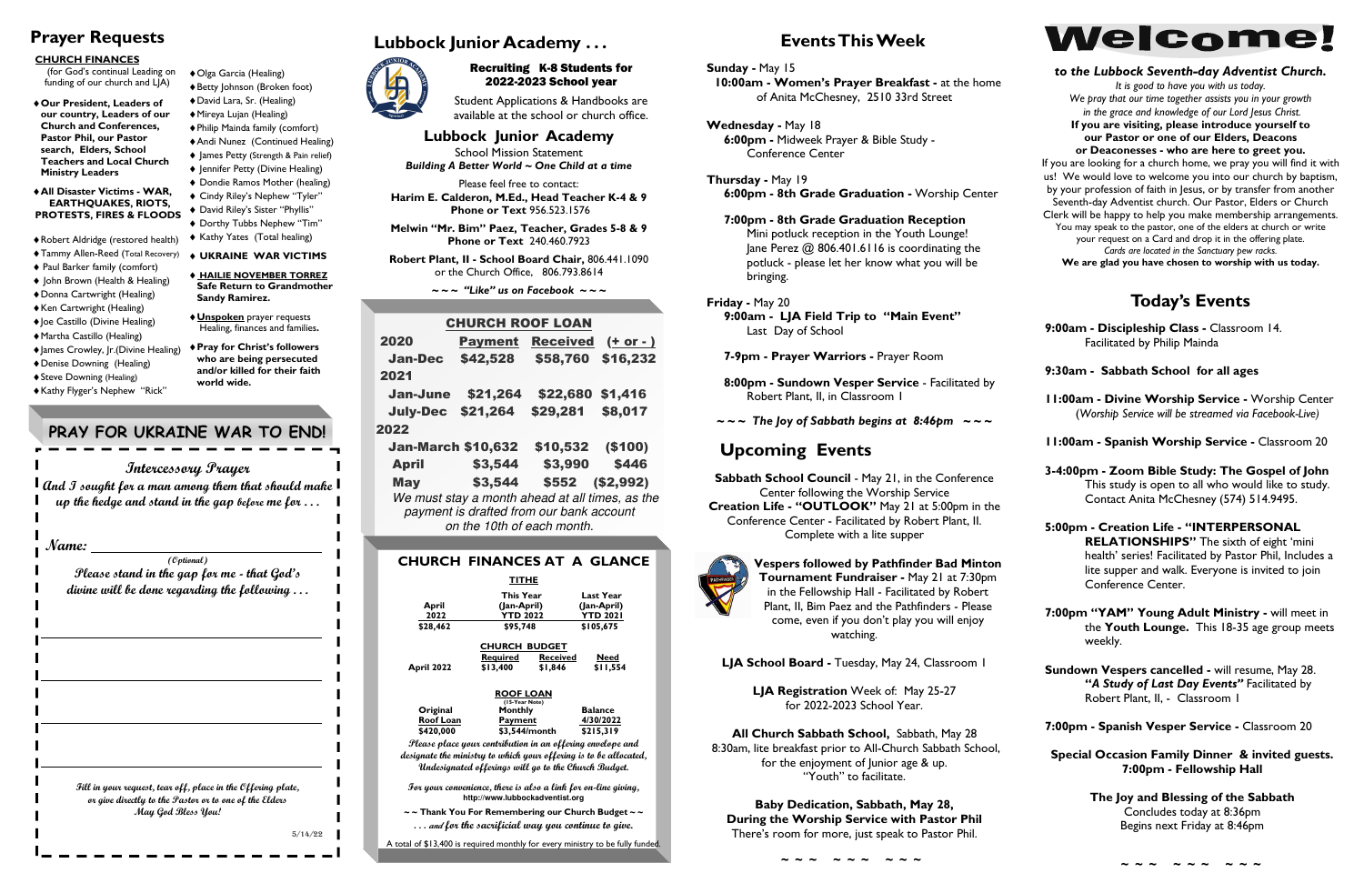# Prayer Requests

**CHURCH FINANCES**
(for God's continual Leading on funding of our church and LJA)

- **Our President, Leaders of our country, Leaders of our Church and Conferences, Pastor Phil, our Pastor search, Elders, School Teachers and Local Church Ministry Leaders**
- **All Disaster Victims - WAR, EARTHQUAKES, RIOTS, PROTESTS, FIRES & FLOODS**
- Robert Aldridge (restored health)
- Tammy Allen-Reed (Total Recovery)
- Paul Barker family (comfort)
- John Brown (Health & Healing)
- Donna Cartwright (Healing)
- Ken Cartwright (Healing)
- Joe Castillo (Divine Healing)
- Martha Castillo (Healing)
- James Crowley, Jr.(Divine Healing)
- Denise Downing (Healing)
- Steve Downing (Healing)
- Kathy Flyger's Nephew "Rick"
- Olga Garcia (Healing)
- Betty Johnson (Broken foot)
- David Lara, Sr. (Healing)
- Mireya Lujan (Healing)
- Philip Mainda family (comfort)
- Andi Nunez (Continued Healing)
- James Petty (Strength & Pain relief)
- Jennifer Petty (Divine Healing)
- Dondie Ramos Mother (healing)
- Cindy Riley's Nephew "Tyler"
- David Riley's Sister "Phyllis"
- Dorthy Tubbs Nephew "Tim"
- Kathy Yates (Total healing)
- **UKRAINE WAR VICTIMS**
- **HAILIE NOVEMBER TORREZ Safe Return to Grandmother Sandy Ramirez.**
- **Unspoken** prayer requests Healing, finances and families.
- **Pray for Christ's followers who are being persecuted and/or killed for their faith world wide.**

## PRAY FOR UKRAINE WAR TO END!

### Intercessory Prayer

**And I sought for a man among them that should make up the hedge and stand in the gap before me for . . .**

**Name:** ______________________
(Optional)

**Please stand in the gap for me - that God's divine will be done regarding the following . . .**

______________________

______________________

______________________

______________________

Fill in your request, tear off, place in the Offering plate, or give directly to the Pastor or to one of the Elders
May God Bless You!

5/14/22

# Lubbock Junior Academy . . .

**Recruiting K-8 Students for 2022-2023 School year**

Student Applications & Handbooks are available at the school or church office.

## Lubbock Junior Academy

School Mission Statement
***Building A Better World ~ One Child at a time***

Please feel free to contact:

**Harim E. Calderon, M.Ed., Head Teacher K-4 & 9 Phone or Text** 956.523.1576

**Melwin "Mr. Bim" Paez, Teacher, Grades 5-8 & 9 Phone or Text** 240.460.7923

**Robert Plant, II - School Board Chair,** 806.441.1090 or the Church Office, 806.793.8614

***~ ~ ~ "Like" us on Facebook ~ ~ ~***

### CHURCH ROOF LOAN

| | Payment | Received | (+ or - ) |
|---|---|---|---|
| **2020** | | | |
| Jan-Dec | $42,528 | $58,760 | $16,232 |
| **2021** | | | |
| Jan-June | $21,264 | $22,680 | $1,416 |
| July-Dec | $21,264 | $29,281 | $8,017 |
| **2022** | | | |
| Jan-March | $10,632 | $10,532 | ($100) |
| April | $3,544 | $3,990 | $446 |
| May | $3,544 | $552 | ($2,992) |

*We must stay a month ahead at all times, as the payment is drafted from our bank account on the 10th of each month.*

### CHURCH FINANCES AT A GLANCE

**TITHE**

| April 2022 | This Year (Jan-April) YTD 2022 | Last Year (Jan-April) YTD 2021 |
|---|---|---|
| $28,462 | $95,748 | $105,675 |

**CHURCH BUDGET**

| | Required | Received | Need |
|---|---|---|---|
| April 2022 | $13,400 | $1,846 | $11,554 |

**ROOF LOAN** (15-Year Note)

| Original Roof Loan | Monthly Payment | Balance 4/30/2022 |
|---|---|---|
| $420,000 | $3,544/month | $215,319 |

Please place your contribution in an offering envelope and designate the ministry to which your offering is to be allocated, Undesignated offerings will go to the Church Budget.

For your convenience, there is also a link for on-line giving, http://www.lubbockadventist.org

**~ ~ Thank You For Remembering our Church Budget ~ ~**
. . . and for the sacrificial way you continue to give.

A total of $13,400 is required monthly for every ministry to be fully funded.

# Events This Week

**Sunday -** May 15
**10:00am - Women's Prayer Breakfast -** at the home of Anita McChesney, 2510 33rd Street

**Wednesday -** May 18
**6:00pm -** Midweek Prayer & Bible Study - Conference Center

**Thursday -** May 19
**6:00pm - 8th Grade Graduation -** Worship Center

**7:00pm - 8th Grade Graduation Reception**
Mini potluck reception in the Youth Lounge! Jane Perez @ 806.401.6116 is coordinating the potluck - please let her know what you will be bringing.

**Friday -** May 20
**9:00am - LJA Field Trip to "Main Event"**
Last Day of School

**7-9pm - Prayer Warriors -** Prayer Room

**8:00pm - Sundown Vesper Service** - Facilitated by Robert Plant, II, in Classroom 1

*~ ~ ~ The Joy of Sabbath begins at 8:46pm ~ ~ ~*

## Upcoming Events

**Sabbath School Council** - May 21, in the Conference Center following the Worship Service

**Creation Life - "OUTLOOK"** May 21 at 5:00pm in the Conference Center - Facilitated by Robert Plant, II. Complete with a lite supper

**Vespers followed by Pathfinder Bad Minton Tournament Fundraiser -** May 21 at 7:30pm in the Fellowship Hall - Facilitated by Robert Plant, II, Bim Paez and the Pathfinders - Please come, even if you don't play you will enjoy watching.

**LJA School Board -** Tuesday, May 24, Classroom 1

**LJA Registration** Week of: May 25-27 for 2022-2023 School Year.

**All Church Sabbath School,** Sabbath, May 28 8:30am, lite breakfast prior to All-Church Sabbath School, for the enjoyment of Junior age & up. "Youth" to facilitate.

**Baby Dedication, Sabbath, May 28, During the Worship Service with Pastor Phil**
There's room for more, just speak to Pastor Phil.

~ ~ ~ ~ ~ ~ ~ ~ ~

# Welcome!

***to the Lubbock Seventh-day Adventist Church.***

*It is good to have you with us today. We pray that our time together assists you in your growth in the grace and knowledge of our Lord Jesus Christ.*

**If you are visiting, please introduce yourself to our Pastor or one of our Elders, Deacons or Deaconesses - who are here to greet you.**

If you are looking for a church home, we pray you will find it with us! We would love to welcome you into our church by baptism, by your profession of faith in Jesus, or by transfer from another Seventh-day Adventist church. Our Pastor, Elders or Church Clerk will be happy to help you make membership arrangements. You may speak to the pastor, one of the elders at church or write your request on a Card and drop it in the offering plate. *Cards are located in the Sanctuary pew racks.*

**We are glad you have chosen to worship with us today.**

## Today's Events

**9:00am - Discipleship Class -** Classroom 14. Facilitated by Philip Mainda

**9:30am - Sabbath School for all ages**

**11:00am - Divine Worship Service -** Worship Center (*Worship Service will be streamed via Facebook-Live)*

**11:00am - Spanish Worship Service -** Classroom 20

**3-4:00pm - Zoom Bible Study: The Gospel of John**
This study is open to all who would like to study. Contact Anita McChesney (574) 514.9495.

**5:00pm - Creation Life - "INTERPERSONAL RELATIONSHIPS"** The sixth of eight 'mini health' series! Facilitated by Pastor Phil, Includes a lite supper and walk. Everyone is invited to join Conference Center.

**7:00pm "YAM" Young Adult Ministry -** will meet in the **Youth Lounge.** This 18-35 age group meets weekly.

**Sundown Vespers cancelled -** will resume, May 28. ***"A Study of Last Day Events"*** Facilitated by Robert Plant, II, - Classroom 1

**7:00pm - Spanish Vesper Service -** Classroom 20

**Special Occasion Family Dinner & invited guests. 7:00pm - Fellowship Hall**

**The Joy and Blessing of the Sabbath**
Concludes today at 8:36pm
Begins next Friday at 8:46pm

~ ~ ~ ~ ~ ~ ~ ~ ~